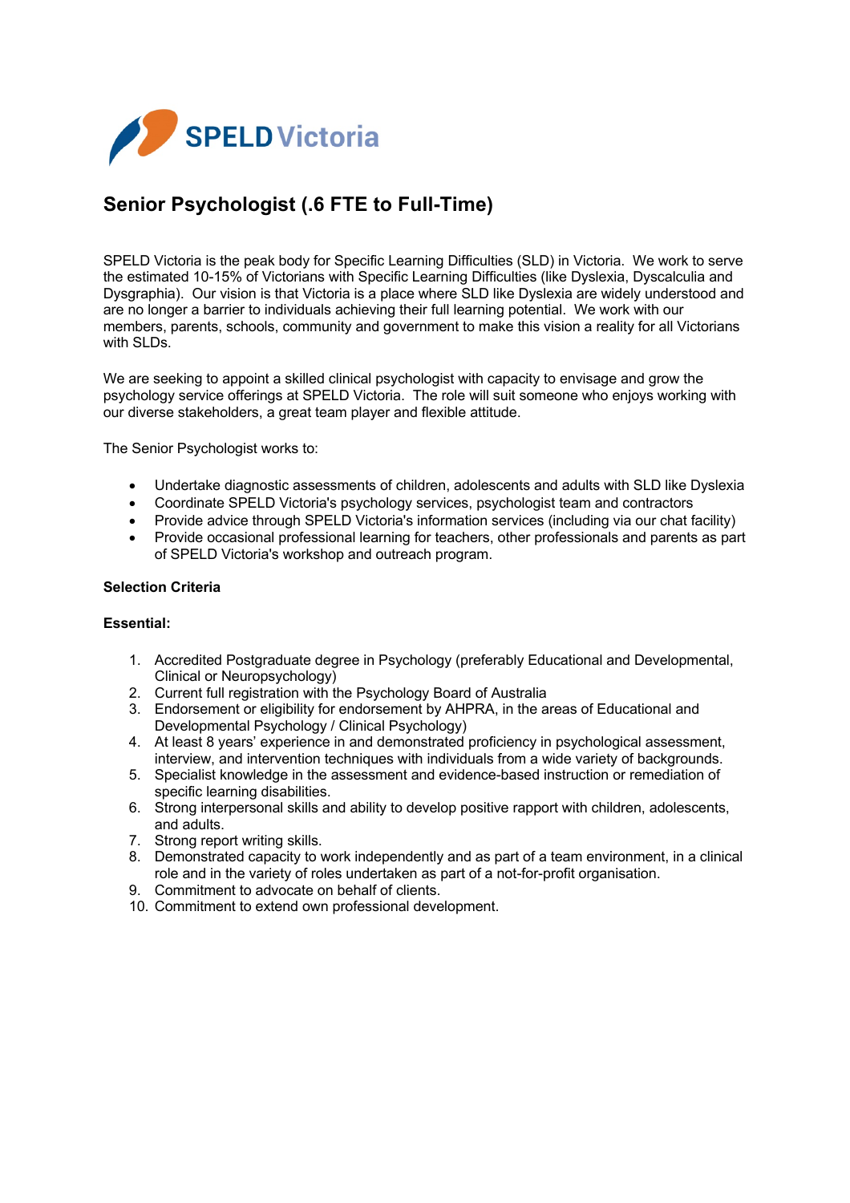SPELD Victoria

# Senior Psychologist (.6 FTE to Full-Time)

SPELD Victoria is the peak body for Specific Learning Difficulties (SLD) in Victoria. We work to serve the estimated 10-15% of Victorians with Specific Learning Difficulties (like Dyslexia, Dyscalculia and Dysgraphia). Our vision is that Victoria is a place where SLD like Dyslexia are widely understood and are no longer a barrier to individuals achieving their full learning potential. We work with our members, parents, schools, community and government to make this vision a reality for all Victorians with SLDs.

We are seeking to appoint a skilled clinical psychologist with capacity to envisage and grow the psychology service offerings at SPELD Victoria. The role will suit someone who enjoys working with our diverse stakeholders, a great team player and flexible attitude.

The Senior Psychologist works to:

- Undertake diagnostic assessments of children, adolescents and adults with SLD like Dyslexia
- Coordinate SPELD Victoria's psychology services, psychologist team and contractors
- Provide advice through SPELD Victoria's information services (including via our chat facility)
- Provide occasional professional learning for teachers, other professionals and parents as part of SPELD Victoria's workshop and outreach program.

**Selection Criteria**

**Essential:**

1. Accredited Postgraduate degree in Psychology (preferably Educational and Developmental, Clinical or Neuropsychology)
2. Current full registration with the Psychology Board of Australia
3. Endorsement or eligibility for endorsement by AHPRA, in the areas of Educational and Developmental Psychology / Clinical Psychology)
4. At least 8 years' experience in and demonstrated proficiency in psychological assessment, interview, and intervention techniques with individuals from a wide variety of backgrounds.
5. Specialist knowledge in the assessment and evidence-based instruction or remediation of specific learning disabilities.
6. Strong interpersonal skills and ability to develop positive rapport with children, adolescents, and adults.
7. Strong report writing skills.
8. Demonstrated capacity to work independently and as part of a team environment, in a clinical role and in the variety of roles undertaken as part of a not-for-profit organisation.
9. Commitment to advocate on behalf of clients.
10. Commitment to extend own professional development.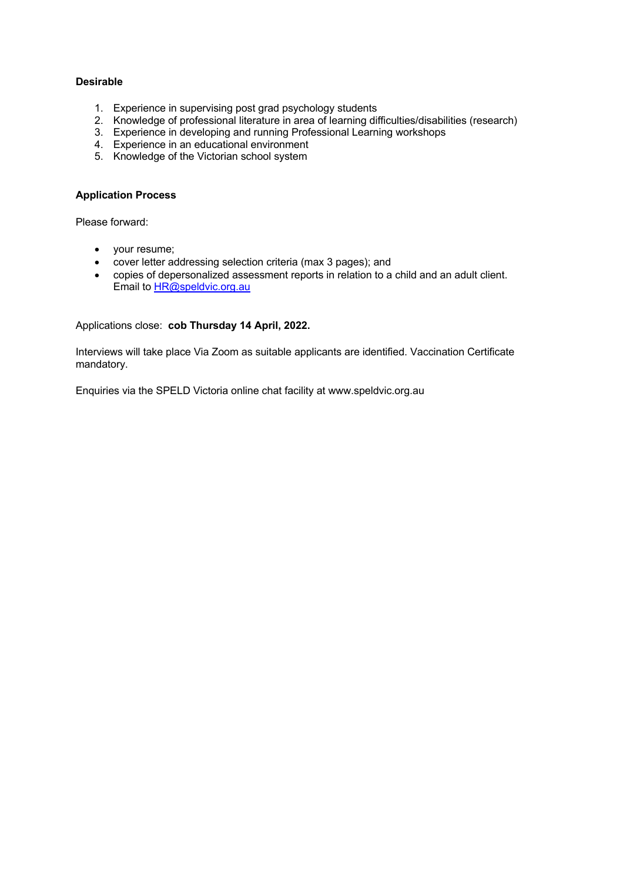**Desirable**

1. Experience in supervising post grad psychology students
2. Knowledge of professional literature in area of learning difficulties/disabilities (research)
3. Experience in developing and running Professional Learning workshops
4. Experience in an educational environment
5. Knowledge of the Victorian school system

**Application Process**

Please forward:

- your resume;
- cover letter addressing selection criteria (max 3 pages); and
- copies of depersonalized assessment reports in relation to a child and an adult client. Email to HR@speldvic.org.au

Applications close: **cob Thursday 14 April, 2022.**

Interviews will take place Via Zoom as suitable applicants are identified. Vaccination Certificate mandatory.

Enquiries via the SPELD Victoria online chat facility at www.speldvic.org.au